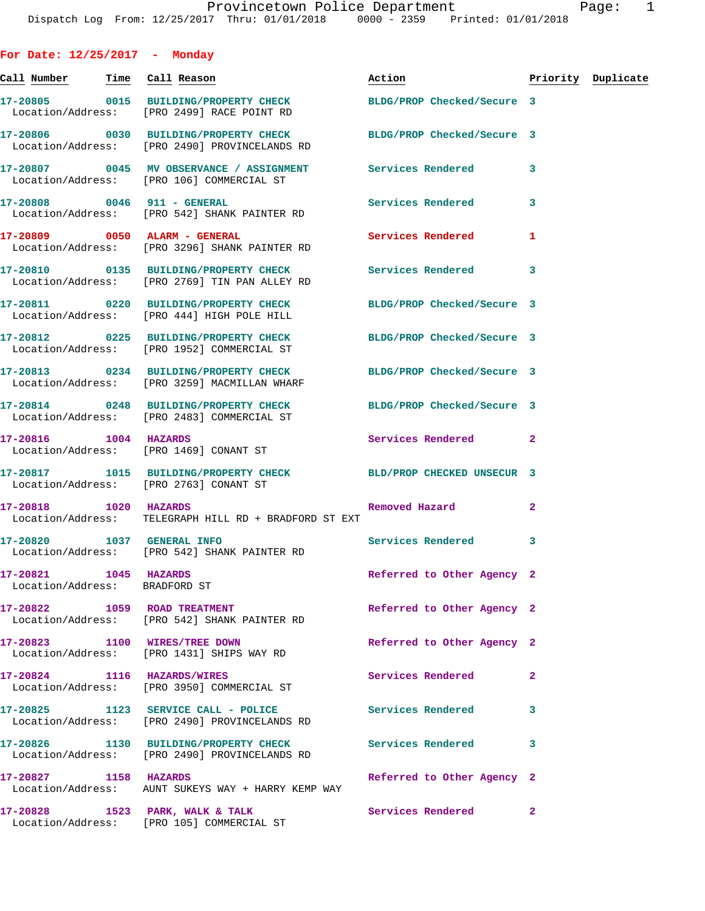Provincetown Police Department

Dispatch Log From: 12/25/2017 Thru: 01/01/2018 0000 - 2359 Printed: 01/01/2018

## For Date: 12/25/2017 - Monday

| Call Number | Time | Call Reason | Action | Priority | Duplicate |
|---|---|---|---|---|---|
| 17-20805 | 0015 | BUILDING/PROPERTY CHECK | BLDG/PROP Checked/Secure | 3 | |
| Location/Address: | | [PRO 2499] RACE POINT RD | | | |
| 17-20806 | 0030 | BUILDING/PROPERTY CHECK | BLDG/PROP Checked/Secure | 3 | |
| Location/Address: | | [PRO 2490] PROVINCELANDS RD | | | |
| 17-20807 | 0045 | MV OBSERVANCE / ASSIGNMENT | Services Rendered | 3 | |
| Location/Address: | | [PRO 106] COMMERCIAL ST | | | |
| 17-20808 | 0046 | 911 - GENERAL | Services Rendered | 3 | |
| Location/Address: | | [PRO 542] SHANK PAINTER RD | | | |
| 17-20809 | 0050 | ALARM - GENERAL | Services Rendered | 1 | |
| Location/Address: | | [PRO 3296] SHANK PAINTER RD | | | |
| 17-20810 | 0135 | BUILDING/PROPERTY CHECK | Services Rendered | 3 | |
| Location/Address: | | [PRO 2769] TIN PAN ALLEY RD | | | |
| 17-20811 | 0220 | BUILDING/PROPERTY CHECK | BLDG/PROP Checked/Secure | 3 | |
| Location/Address: | | [PRO 444] HIGH POLE HILL | | | |
| 17-20812 | 0225 | BUILDING/PROPERTY CHECK | BLDG/PROP Checked/Secure | 3 | |
| Location/Address: | | [PRO 1952] COMMERCIAL ST | | | |
| 17-20813 | 0234 | BUILDING/PROPERTY CHECK | BLDG/PROP Checked/Secure | 3 | |
| Location/Address: | | [PRO 3259] MACMILLAN WHARF | | | |
| 17-20814 | 0248 | BUILDING/PROPERTY CHECK | BLDG/PROP Checked/Secure | 3 | |
| Location/Address: | | [PRO 2483] COMMERCIAL ST | | | |
| 17-20816 | 1004 | HAZARDS | Services Rendered | 2 | |
| Location/Address: | | [PRO 1469] CONANT ST | | | |
| 17-20817 | 1015 | BUILDING/PROPERTY CHECK | BLD/PROP CHECKED UNSECUR | 3 | |
| Location/Address: | | [PRO 2763] CONANT ST | | | |
| 17-20818 | 1020 | HAZARDS | Removed Hazard | 2 | |
| Location/Address: | | TELEGRAPH HILL RD + BRADFORD ST EXT | | | |
| 17-20820 | 1037 | GENERAL INFO | Services Rendered | 3 | |
| Location/Address: | | [PRO 542] SHANK PAINTER RD | | | |
| 17-20821 | 1045 | HAZARDS | Referred to Other Agency | 2 | |
| Location/Address: | | BRADFORD ST | | | |
| 17-20822 | 1059 | ROAD TREATMENT | Referred to Other Agency | 2 | |
| Location/Address: | | [PRO 542] SHANK PAINTER RD | | | |
| 17-20823 | 1100 | WIRES/TREE DOWN | Referred to Other Agency | 2 | |
| Location/Address: | | [PRO 1431] SHIPS WAY RD | | | |
| 17-20824 | 1116 | HAZARDS/WIRES | Services Rendered | 2 | |
| Location/Address: | | [PRO 3950] COMMERCIAL ST | | | |
| 17-20825 | 1123 | SERVICE CALL - POLICE | Services Rendered | 3 | |
| Location/Address: | | [PRO 2490] PROVINCELANDS RD | | | |
| 17-20826 | 1130 | BUILDING/PROPERTY CHECK | Services Rendered | 3 | |
| Location/Address: | | [PRO 2490] PROVINCELANDS RD | | | |
| 17-20827 | 1158 | HAZARDS | Referred to Other Agency | 2 | |
| Location/Address: | | AUNT SUKEYS WAY + HARRY KEMP WAY | | | |
| 17-20828 | 1523 | PARK, WALK & TALK | Services Rendered | 2 | |
| Location/Address: | | [PRO 105] COMMERCIAL ST | | | |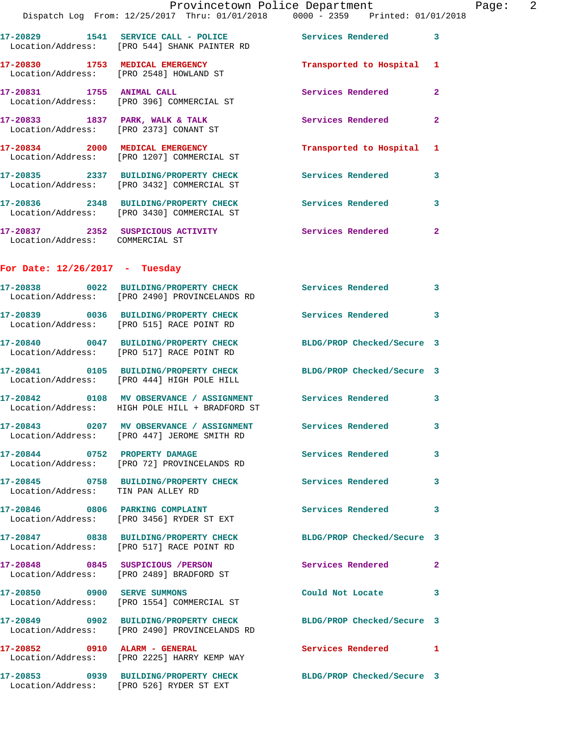17-20829 1541 SERVICE CALL - POLICE Services Rendered 3
Location/Address: [PRO 544] SHANK PAINTER RD

17-20830 1753 MEDICAL EMERGENCY Transported to Hospital 1
Location/Address: [PRO 2548] HOWLAND ST

17-20831 1755 ANIMAL CALL Services Rendered 2
Location/Address: [PRO 396] COMMERCIAL ST

17-20833 1837 PARK, WALK & TALK Services Rendered 2
Location/Address: [PRO 2373] CONANT ST

17-20834 2000 MEDICAL EMERGENCY Transported to Hospital 1
Location/Address: [PRO 1207] COMMERCIAL ST

17-20835 2337 BUILDING/PROPERTY CHECK Services Rendered 3
Location/Address: [PRO 3432] COMMERCIAL ST

17-20836 2348 BUILDING/PROPERTY CHECK Services Rendered 3
Location/Address: [PRO 3430] COMMERCIAL ST

17-20837 2352 SUSPICIOUS ACTIVITY Services Rendered 2
Location/Address: COMMERCIAL ST

## For Date: 12/26/2017 - Tuesday

17-20838 0022 BUILDING/PROPERTY CHECK Services Rendered 3
Location/Address: [PRO 2490] PROVINCELANDS RD

17-20839 0036 BUILDING/PROPERTY CHECK Services Rendered 3
Location/Address: [PRO 515] RACE POINT RD

17-20840 0047 BUILDING/PROPERTY CHECK BLDG/PROP Checked/Secure 3
Location/Address: [PRO 517] RACE POINT RD

17-20841 0105 BUILDING/PROPERTY CHECK BLDG/PROP Checked/Secure 3
Location/Address: [PRO 444] HIGH POLE HILL

17-20842 0108 MV OBSERVANCE / ASSIGNMENT Services Rendered 3
Location/Address: HIGH POLE HILL + BRADFORD ST

17-20843 0207 MV OBSERVANCE / ASSIGNMENT Services Rendered 3
Location/Address: [PRO 447] JEROME SMITH RD

17-20844 0752 PROPERTY DAMAGE Services Rendered 3
Location/Address: [PRO 72] PROVINCELANDS RD

17-20845 0758 BUILDING/PROPERTY CHECK Services Rendered 3
Location/Address: TIN PAN ALLEY RD

17-20846 0806 PARKING COMPLAINT Services Rendered 3
Location/Address: [PRO 3456] RYDER ST EXT

17-20847 0838 BUILDING/PROPERTY CHECK BLDG/PROP Checked/Secure 3
Location/Address: [PRO 517] RACE POINT RD

17-20848 0845 SUSPICIOUS /PERSON Services Rendered 2
Location/Address: [PRO 2489] BRADFORD ST

17-20850 0900 SERVE SUMMONS Could Not Locate 3
Location/Address: [PRO 1554] COMMERCIAL ST

17-20849 0902 BUILDING/PROPERTY CHECK BLDG/PROP Checked/Secure 3
Location/Address: [PRO 2490] PROVINCELANDS RD

17-20852 0910 ALARM - GENERAL Services Rendered 1
Location/Address: [PRO 2225] HARRY KEMP WAY

17-20853 0939 BUILDING/PROPERTY CHECK BLDG/PROP Checked/Secure 3
Location/Address: [PRO 526] RYDER ST EXT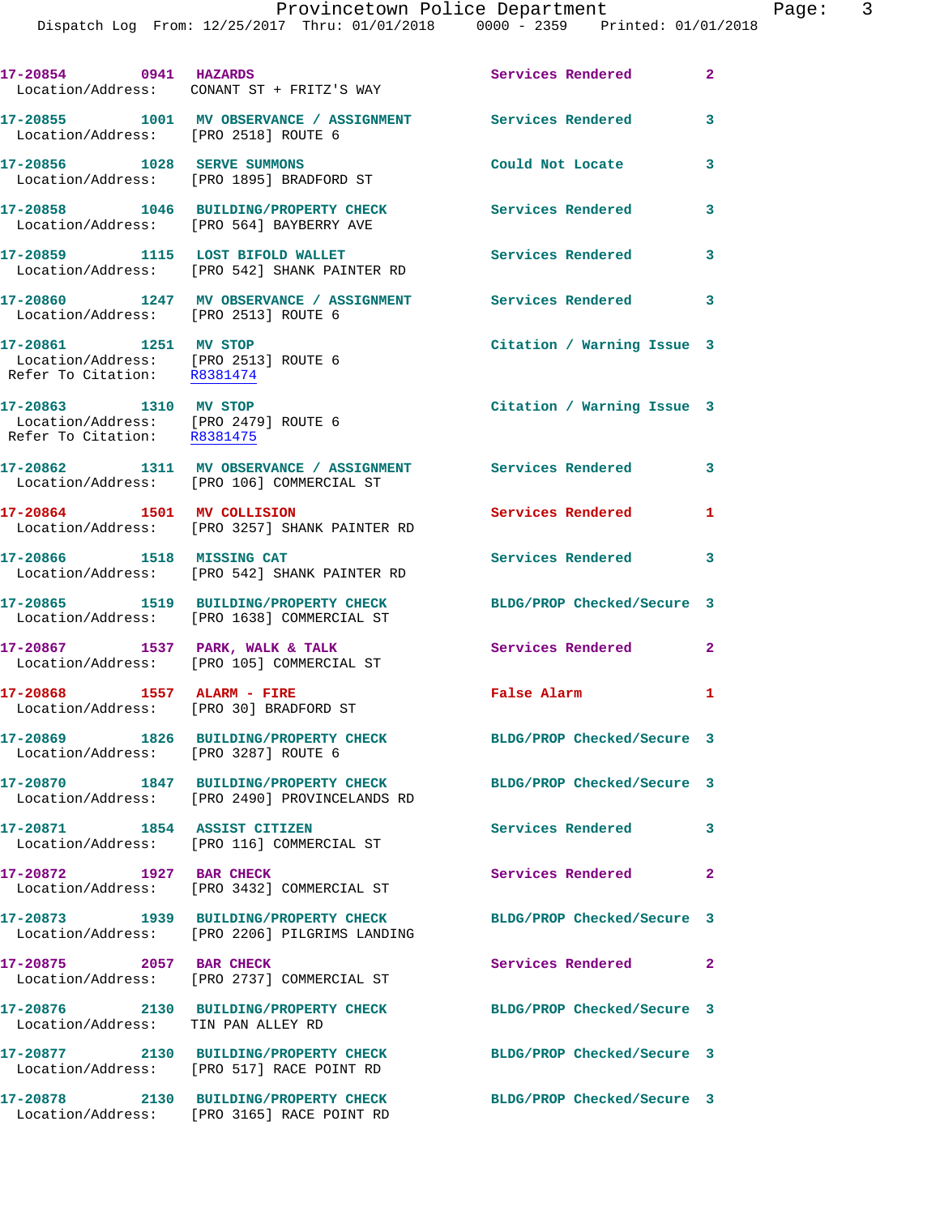17-20854 0941 HAZARDS Services Rendered 2
Location/Address: CONANT ST + FRITZ'S WAY

17-20855 1001 MV OBSERVANCE / ASSIGNMENT Services Rendered 3
Location/Address: [PRO 2518] ROUTE 6

17-20856 1028 SERVE SUMMONS Could Not Locate 3
Location/Address: [PRO 1895] BRADFORD ST

17-20858 1046 BUILDING/PROPERTY CHECK Services Rendered 3
Location/Address: [PRO 564] BAYBERRY AVE

17-20859 1115 LOST BIFOLD WALLET Services Rendered 3
Location/Address: [PRO 542] SHANK PAINTER RD

17-20860 1247 MV OBSERVANCE / ASSIGNMENT Services Rendered 3
Location/Address: [PRO 2513] ROUTE 6

17-20861 1251 MV STOP Citation / Warning Issue 3
Location/Address: [PRO 2513] ROUTE 6
Refer To Citation: R8381474

17-20863 1310 MV STOP Citation / Warning Issue 3
Location/Address: [PRO 2479] ROUTE 6
Refer To Citation: R8381475

17-20862 1311 MV OBSERVANCE / ASSIGNMENT Services Rendered 3
Location/Address: [PRO 106] COMMERCIAL ST

17-20864 1501 MV COLLISION Services Rendered 1
Location/Address: [PRO 3257] SHANK PAINTER RD

17-20866 1518 MISSING CAT Services Rendered 3
Location/Address: [PRO 542] SHANK PAINTER RD

17-20865 1519 BUILDING/PROPERTY CHECK BLDG/PROP Checked/Secure 3
Location/Address: [PRO 1638] COMMERCIAL ST

17-20867 1537 PARK, WALK & TALK Services Rendered 2
Location/Address: [PRO 105] COMMERCIAL ST

17-20868 1557 ALARM - FIRE False Alarm 1
Location/Address: [PRO 30] BRADFORD ST

17-20869 1826 BUILDING/PROPERTY CHECK BLDG/PROP Checked/Secure 3
Location/Address: [PRO 3287] ROUTE 6

17-20870 1847 BUILDING/PROPERTY CHECK BLDG/PROP Checked/Secure 3
Location/Address: [PRO 2490] PROVINCELANDS RD

17-20871 1854 ASSIST CITIZEN Services Rendered 3
Location/Address: [PRO 116] COMMERCIAL ST

17-20872 1927 BAR CHECK Services Rendered 2
Location/Address: [PRO 3432] COMMERCIAL ST

17-20873 1939 BUILDING/PROPERTY CHECK BLDG/PROP Checked/Secure 3
Location/Address: [PRO 2206] PILGRIMS LANDING

17-20875 2057 BAR CHECK Services Rendered 2
Location/Address: [PRO 2737] COMMERCIAL ST

17-20876 2130 BUILDING/PROPERTY CHECK BLDG/PROP Checked/Secure 3
Location/Address: TIN PAN ALLEY RD

17-20877 2130 BUILDING/PROPERTY CHECK BLDG/PROP Checked/Secure 3
Location/Address: [PRO 517] RACE POINT RD

17-20878 2130 BUILDING/PROPERTY CHECK BLDG/PROP Checked/Secure 3
Location/Address: [PRO 3165] RACE POINT RD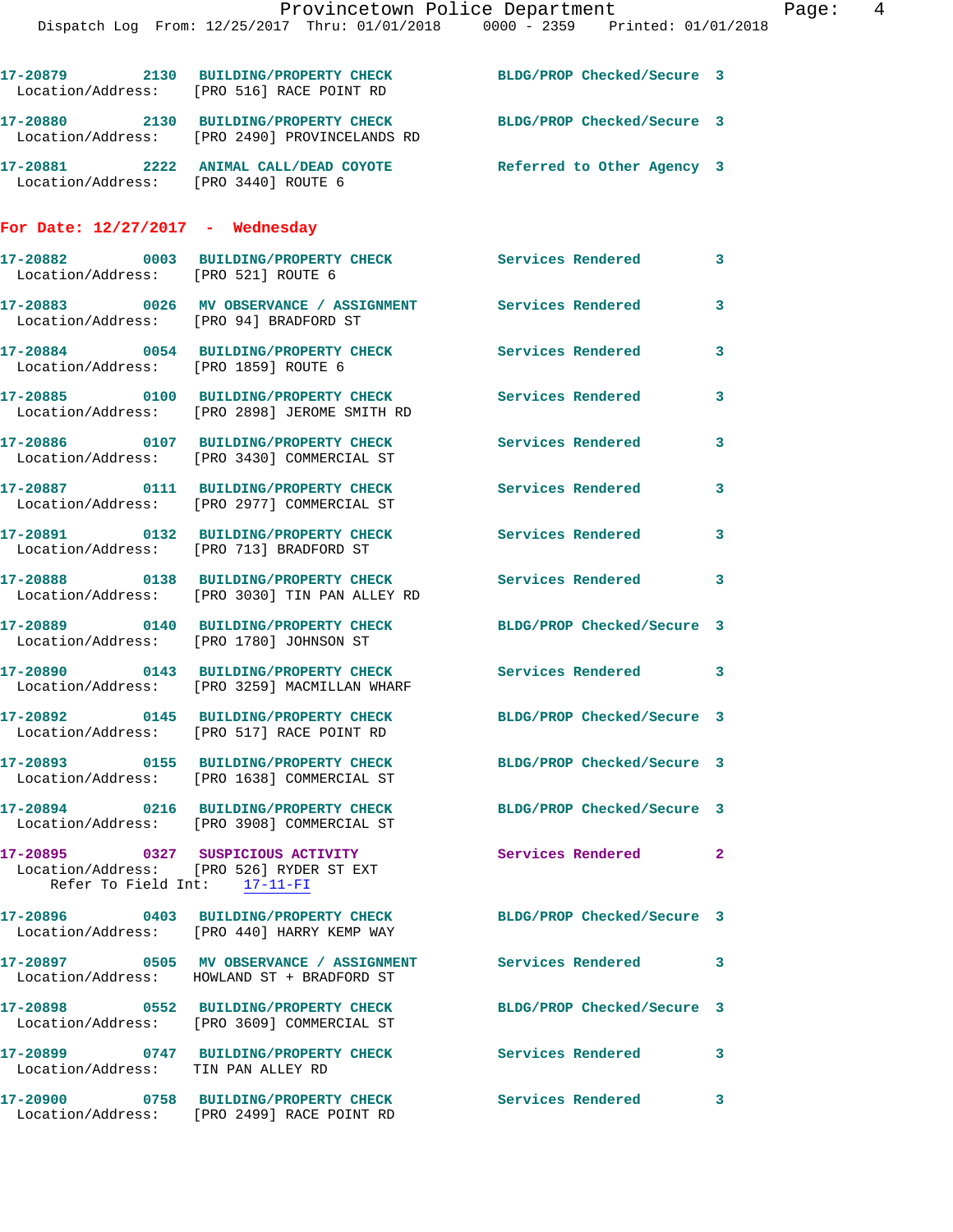17-20879 2130 BUILDING/PROPERTY CHECK BLDG/PROP Checked/Secure 3
Location/Address: [PRO 516] RACE POINT RD

17-20880 2130 BUILDING/PROPERTY CHECK BLDG/PROP Checked/Secure 3
Location/Address: [PRO 2490] PROVINCELANDS RD

17-20881 2222 ANIMAL CALL/DEAD COYOTE Referred to Other Agency 3
Location/Address: [PRO 3440] ROUTE 6

## For Date: 12/27/2017 - Wednesday

17-20882 0003 BUILDING/PROPERTY CHECK Services Rendered 3
Location/Address: [PRO 521] ROUTE 6

17-20883 0026 MV OBSERVANCE / ASSIGNMENT Services Rendered 3
Location/Address: [PRO 94] BRADFORD ST

17-20884 0054 BUILDING/PROPERTY CHECK Services Rendered 3
Location/Address: [PRO 1859] ROUTE 6

17-20885 0100 BUILDING/PROPERTY CHECK Services Rendered 3
Location/Address: [PRO 2898] JEROME SMITH RD

17-20886 0107 BUILDING/PROPERTY CHECK Services Rendered 3
Location/Address: [PRO 3430] COMMERCIAL ST

17-20887 0111 BUILDING/PROPERTY CHECK Services Rendered 3
Location/Address: [PRO 2977] COMMERCIAL ST

17-20891 0132 BUILDING/PROPERTY CHECK Services Rendered 3
Location/Address: [PRO 713] BRADFORD ST

17-20888 0138 BUILDING/PROPERTY CHECK Services Rendered 3
Location/Address: [PRO 3030] TIN PAN ALLEY RD

17-20889 0140 BUILDING/PROPERTY CHECK BLDG/PROP Checked/Secure 3
Location/Address: [PRO 1780] JOHNSON ST

17-20890 0143 BUILDING/PROPERTY CHECK Services Rendered 3
Location/Address: [PRO 3259] MACMILLAN WHARF

17-20892 0145 BUILDING/PROPERTY CHECK BLDG/PROP Checked/Secure 3
Location/Address: [PRO 517] RACE POINT RD

17-20893 0155 BUILDING/PROPERTY CHECK BLDG/PROP Checked/Secure 3
Location/Address: [PRO 1638] COMMERCIAL ST

17-20894 0216 BUILDING/PROPERTY CHECK BLDG/PROP Checked/Secure 3
Location/Address: [PRO 3908] COMMERCIAL ST

17-20895 0327 SUSPICIOUS ACTIVITY Services Rendered 2
Location/Address: [PRO 526] RYDER ST EXT
Refer To Field Int: 17-11-FI

17-20896 0403 BUILDING/PROPERTY CHECK BLDG/PROP Checked/Secure 3
Location/Address: [PRO 440] HARRY KEMP WAY

17-20897 0505 MV OBSERVANCE / ASSIGNMENT Services Rendered 3
Location/Address: HOWLAND ST + BRADFORD ST

17-20898 0552 BUILDING/PROPERTY CHECK BLDG/PROP Checked/Secure 3
Location/Address: [PRO 3609] COMMERCIAL ST

17-20899 0747 BUILDING/PROPERTY CHECK Services Rendered 3
Location/Address: TIN PAN ALLEY RD

17-20900 0758 BUILDING/PROPERTY CHECK Services Rendered 3
Location/Address: [PRO 2499] RACE POINT RD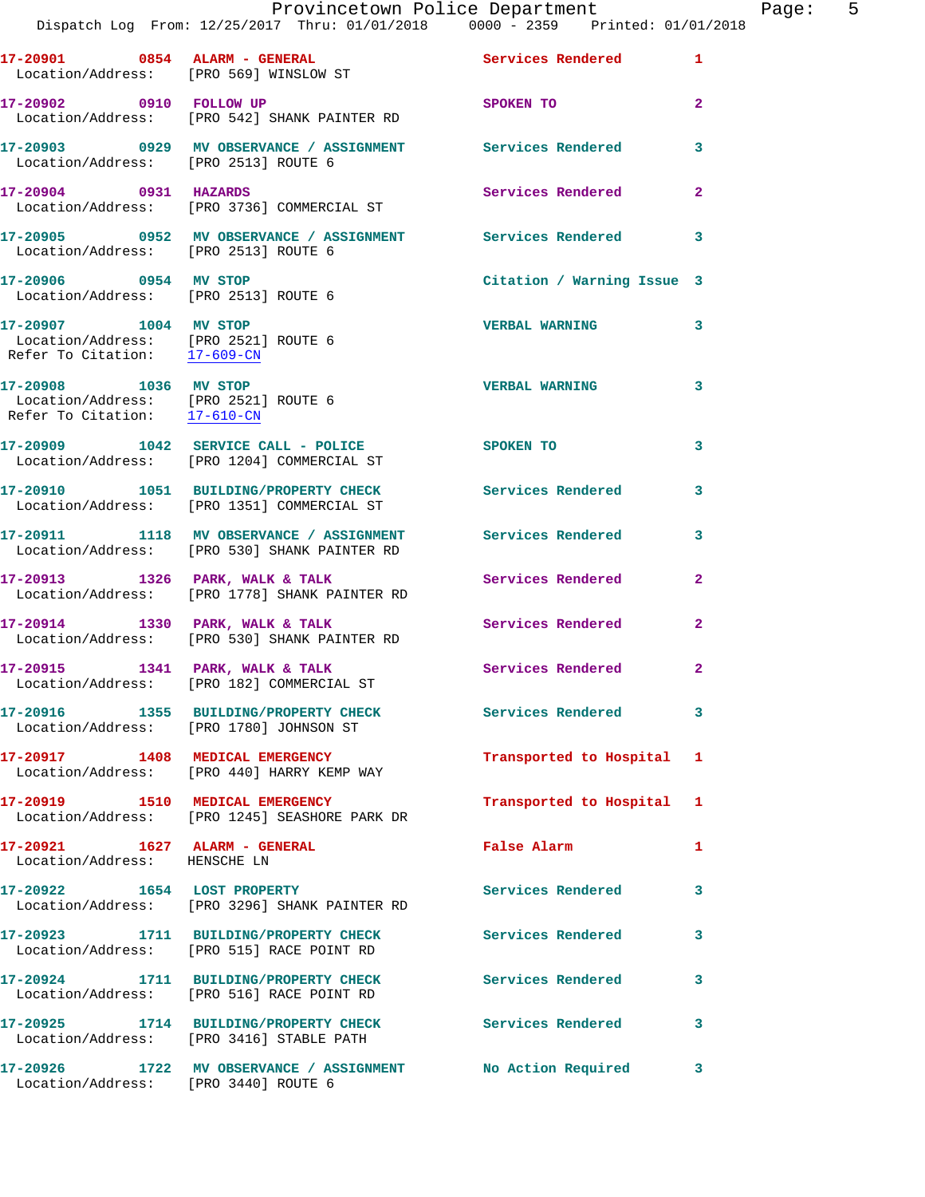| Call # | Time | Call Type | Action | Priority |
|---|---|---|---|---|
| 17-20901 | 0854 | ALARM - GENERAL | Services Rendered | 1 |
| Location/Address: [PRO 569] WINSLOW ST | | | | |
| 17-20902 | 0910 | FOLLOW UP | SPOKEN TO | 2 |
| Location/Address: [PRO 542] SHANK PAINTER RD | | | | |
| 17-20903 | 0929 | MV OBSERVANCE / ASSIGNMENT | Services Rendered | 3 |
| Location/Address: [PRO 2513] ROUTE 6 | | | | |
| 17-20904 | 0931 | HAZARDS | Services Rendered | 2 |
| Location/Address: [PRO 3736] COMMERCIAL ST | | | | |
| 17-20905 | 0952 | MV OBSERVANCE / ASSIGNMENT | Services Rendered | 3 |
| Location/Address: [PRO 2513] ROUTE 6 | | | | |
| 17-20906 | 0954 | MV STOP | Citation / Warning Issue | 3 |
| Location/Address: [PRO 2513] ROUTE 6 | | | | |
| 17-20907 | 1004 | MV STOP | VERBAL WARNING | 3 |
| Location/Address: [PRO 2521] ROUTE 6; Refer To Citation: 17-609-CN | | | | |
| 17-20908 | 1036 | MV STOP | VERBAL WARNING | 3 |
| Location/Address: [PRO 2521] ROUTE 6; Refer To Citation: 17-610-CN | | | | |
| 17-20909 | 1042 | SERVICE CALL - POLICE | SPOKEN TO | 3 |
| Location/Address: [PRO 1204] COMMERCIAL ST | | | | |
| 17-20910 | 1051 | BUILDING/PROPERTY CHECK | Services Rendered | 3 |
| Location/Address: [PRO 1351] COMMERCIAL ST | | | | |
| 17-20911 | 1118 | MV OBSERVANCE / ASSIGNMENT | Services Rendered | 3 |
| Location/Address: [PRO 530] SHANK PAINTER RD | | | | |
| 17-20913 | 1326 | PARK, WALK & TALK | Services Rendered | 2 |
| Location/Address: [PRO 1778] SHANK PAINTER RD | | | | |
| 17-20914 | 1330 | PARK, WALK & TALK | Services Rendered | 2 |
| Location/Address: [PRO 530] SHANK PAINTER RD | | | | |
| 17-20915 | 1341 | PARK, WALK & TALK | Services Rendered | 2 |
| Location/Address: [PRO 182] COMMERCIAL ST | | | | |
| 17-20916 | 1355 | BUILDING/PROPERTY CHECK | Services Rendered | 3 |
| Location/Address: [PRO 1780] JOHNSON ST | | | | |
| 17-20917 | 1408 | MEDICAL EMERGENCY | Transported to Hospital | 1 |
| Location/Address: [PRO 440] HARRY KEMP WAY | | | | |
| 17-20919 | 1510 | MEDICAL EMERGENCY | Transported to Hospital | 1 |
| Location/Address: [PRO 1245] SEASHORE PARK DR | | | | |
| 17-20921 | 1627 | ALARM - GENERAL | False Alarm | 1 |
| Location/Address: HENSCHE LN | | | | |
| 17-20922 | 1654 | LOST PROPERTY | Services Rendered | 3 |
| Location/Address: [PRO 3296] SHANK PAINTER RD | | | | |
| 17-20923 | 1711 | BUILDING/PROPERTY CHECK | Services Rendered | 3 |
| Location/Address: [PRO 515] RACE POINT RD | | | | |
| 17-20924 | 1711 | BUILDING/PROPERTY CHECK | Services Rendered | 3 |
| Location/Address: [PRO 516] RACE POINT RD | | | | |
| 17-20925 | 1714 | BUILDING/PROPERTY CHECK | Services Rendered | 3 |
| Location/Address: [PRO 3416] STABLE PATH | | | | |
| 17-20926 | 1722 | MV OBSERVANCE / ASSIGNMENT | No Action Required | 3 |
| Location/Address: [PRO 3440] ROUTE 6 | | | | |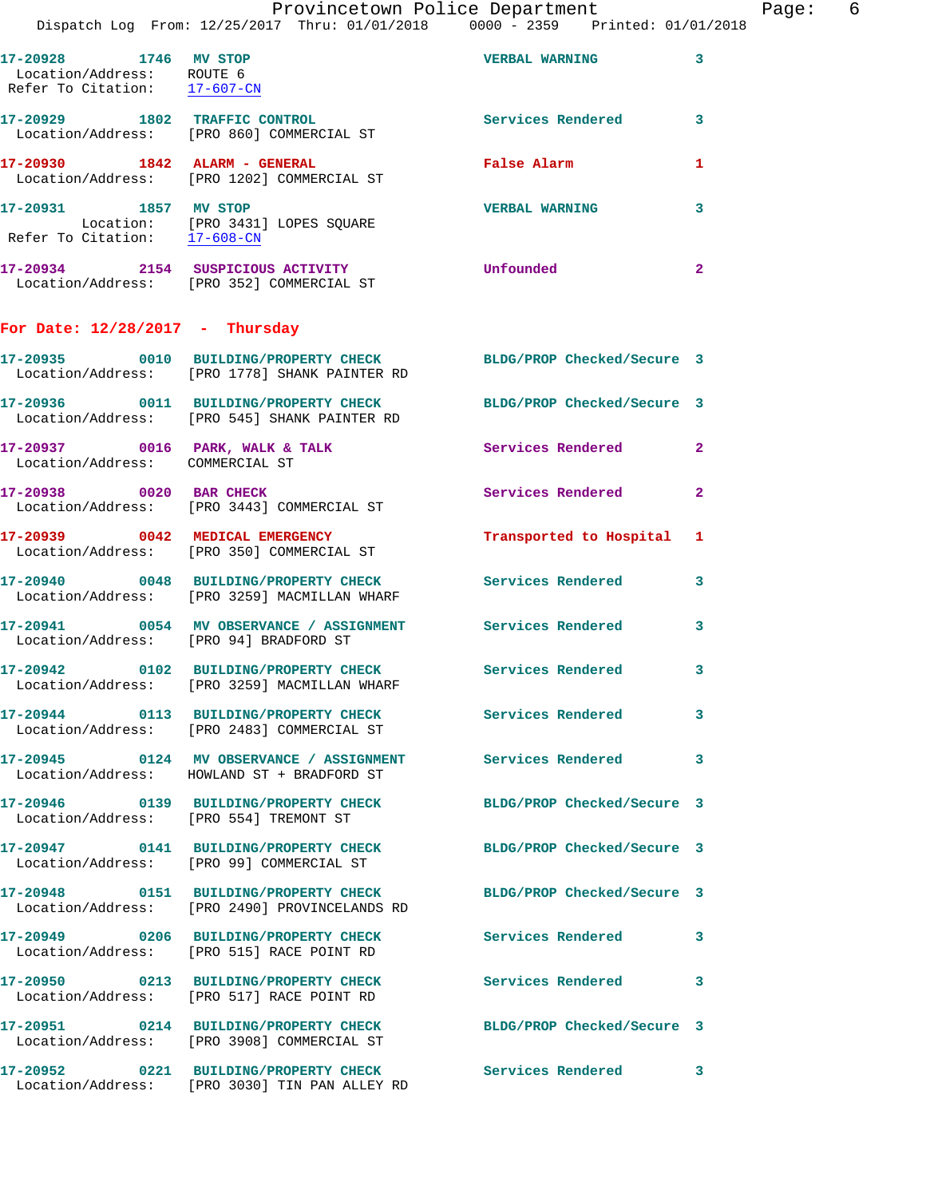17-20928 1746 MV STOP VERBAL WARNING 3
Location/Address: ROUTE 6
Refer To Citation: 17-607-CN

17-20929 1802 TRAFFIC CONTROL Services Rendered 3
Location/Address: [PRO 860] COMMERCIAL ST

17-20930 1842 ALARM - GENERAL False Alarm 1
Location/Address: [PRO 1202] COMMERCIAL ST

17-20931 1857 MV STOP VERBAL WARNING 3
Location: [PRO 3431] LOPES SQUARE
Refer To Citation: 17-608-CN

17-20934 2154 SUSPICIOUS ACTIVITY Unfounded 2
Location/Address: [PRO 352] COMMERCIAL ST

## For Date: 12/28/2017 - Thursday

17-20935 0010 BUILDING/PROPERTY CHECK BLDG/PROP Checked/Secure 3
Location/Address: [PRO 1778] SHANK PAINTER RD

17-20936 0011 BUILDING/PROPERTY CHECK BLDG/PROP Checked/Secure 3
Location/Address: [PRO 545] SHANK PAINTER RD

17-20937 0016 PARK, WALK & TALK Services Rendered 2
Location/Address: COMMERCIAL ST

17-20938 0020 BAR CHECK Services Rendered 2
Location/Address: [PRO 3443] COMMERCIAL ST

17-20939 0042 MEDICAL EMERGENCY Transported to Hospital 1
Location/Address: [PRO 350] COMMERCIAL ST

17-20940 0048 BUILDING/PROPERTY CHECK Services Rendered 3
Location/Address: [PRO 3259] MACMILLAN WHARF

17-20941 0054 MV OBSERVANCE / ASSIGNMENT Services Rendered 3
Location/Address: [PRO 94] BRADFORD ST

17-20942 0102 BUILDING/PROPERTY CHECK Services Rendered 3
Location/Address: [PRO 3259] MACMILLAN WHARF

17-20944 0113 BUILDING/PROPERTY CHECK Services Rendered 3
Location/Address: [PRO 2483] COMMERCIAL ST

17-20945 0124 MV OBSERVANCE / ASSIGNMENT Services Rendered 3
Location/Address: HOWLAND ST + BRADFORD ST

17-20946 0139 BUILDING/PROPERTY CHECK BLDG/PROP Checked/Secure 3
Location/Address: [PRO 554] TREMONT ST

17-20947 0141 BUILDING/PROPERTY CHECK BLDG/PROP Checked/Secure 3
Location/Address: [PRO 99] COMMERCIAL ST

17-20948 0151 BUILDING/PROPERTY CHECK BLDG/PROP Checked/Secure 3
Location/Address: [PRO 2490] PROVINCELANDS RD

17-20949 0206 BUILDING/PROPERTY CHECK Services Rendered 3
Location/Address: [PRO 515] RACE POINT RD

17-20950 0213 BUILDING/PROPERTY CHECK Services Rendered 3
Location/Address: [PRO 517] RACE POINT RD

17-20951 0214 BUILDING/PROPERTY CHECK BLDG/PROP Checked/Secure 3
Location/Address: [PRO 3908] COMMERCIAL ST

17-20952 0221 BUILDING/PROPERTY CHECK Services Rendered 3
Location/Address: [PRO 3030] TIN PAN ALLEY RD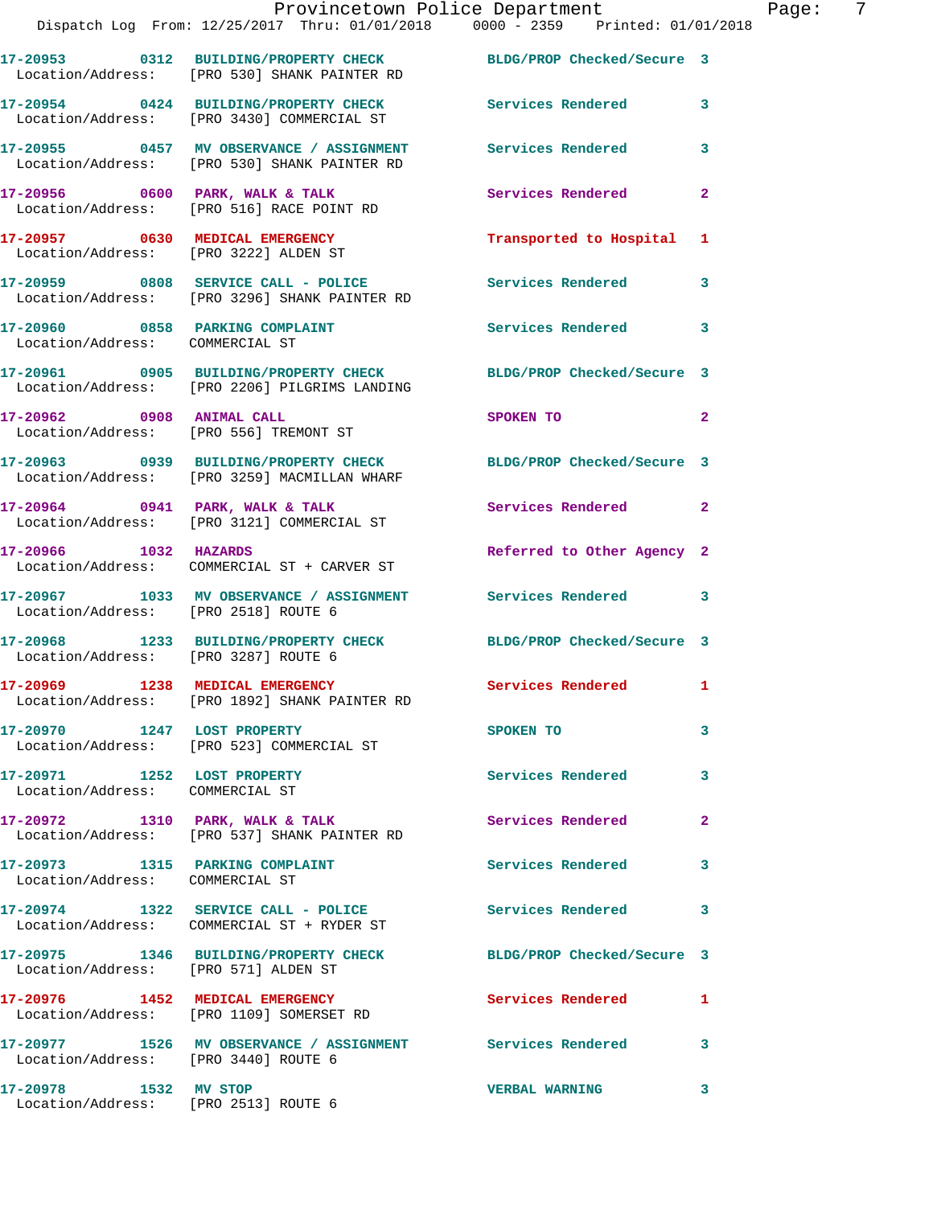17-20953 0312 BUILDING/PROPERTY CHECK BLDG/PROP Checked/Secure 3
Location/Address: [PRO 530] SHANK PAINTER RD

17-20954 0424 BUILDING/PROPERTY CHECK Services Rendered 3
Location/Address: [PRO 3430] COMMERCIAL ST

17-20955 0457 MV OBSERVANCE / ASSIGNMENT Services Rendered 3
Location/Address: [PRO 530] SHANK PAINTER RD

17-20956 0600 PARK, WALK & TALK Services Rendered 2
Location/Address: [PRO 516] RACE POINT RD

17-20957 0630 MEDICAL EMERGENCY Transported to Hospital 1
Location/Address: [PRO 3222] ALDEN ST

17-20959 0808 SERVICE CALL - POLICE Services Rendered 3
Location/Address: [PRO 3296] SHANK PAINTER RD

17-20960 0858 PARKING COMPLAINT Services Rendered 3
Location/Address: COMMERCIAL ST

17-20961 0905 BUILDING/PROPERTY CHECK BLDG/PROP Checked/Secure 3
Location/Address: [PRO 2206] PILGRIMS LANDING

17-20962 0908 ANIMAL CALL SPOKEN TO 2
Location/Address: [PRO 556] TREMONT ST

17-20963 0939 BUILDING/PROPERTY CHECK BLDG/PROP Checked/Secure 3
Location/Address: [PRO 3259] MACMILLAN WHARF

17-20964 0941 PARK, WALK & TALK Services Rendered 2
Location/Address: [PRO 3121] COMMERCIAL ST

17-20966 1032 HAZARDS Referred to Other Agency 2
Location/Address: COMMERCIAL ST + CARVER ST

17-20967 1033 MV OBSERVANCE / ASSIGNMENT Services Rendered 3
Location/Address: [PRO 2518] ROUTE 6

17-20968 1233 BUILDING/PROPERTY CHECK BLDG/PROP Checked/Secure 3
Location/Address: [PRO 3287] ROUTE 6

17-20969 1238 MEDICAL EMERGENCY Services Rendered 1
Location/Address: [PRO 1892] SHANK PAINTER RD

17-20970 1247 LOST PROPERTY SPOKEN TO 3
Location/Address: [PRO 523] COMMERCIAL ST

17-20971 1252 LOST PROPERTY Services Rendered 3
Location/Address: COMMERCIAL ST

17-20972 1310 PARK, WALK & TALK Services Rendered 2
Location/Address: [PRO 537] SHANK PAINTER RD

17-20973 1315 PARKING COMPLAINT Services Rendered 3
Location/Address: COMMERCIAL ST

17-20974 1322 SERVICE CALL - POLICE Services Rendered 3
Location/Address: COMMERCIAL ST + RYDER ST

17-20975 1346 BUILDING/PROPERTY CHECK BLDG/PROP Checked/Secure 3
Location/Address: [PRO 571] ALDEN ST

17-20976 1452 MEDICAL EMERGENCY Services Rendered 1
Location/Address: [PRO 1109] SOMERSET RD

17-20977 1526 MV OBSERVANCE / ASSIGNMENT Services Rendered 3
Location/Address: [PRO 3440] ROUTE 6

17-20978 1532 MV STOP VERBAL WARNING 3
Location/Address: [PRO 2513] ROUTE 6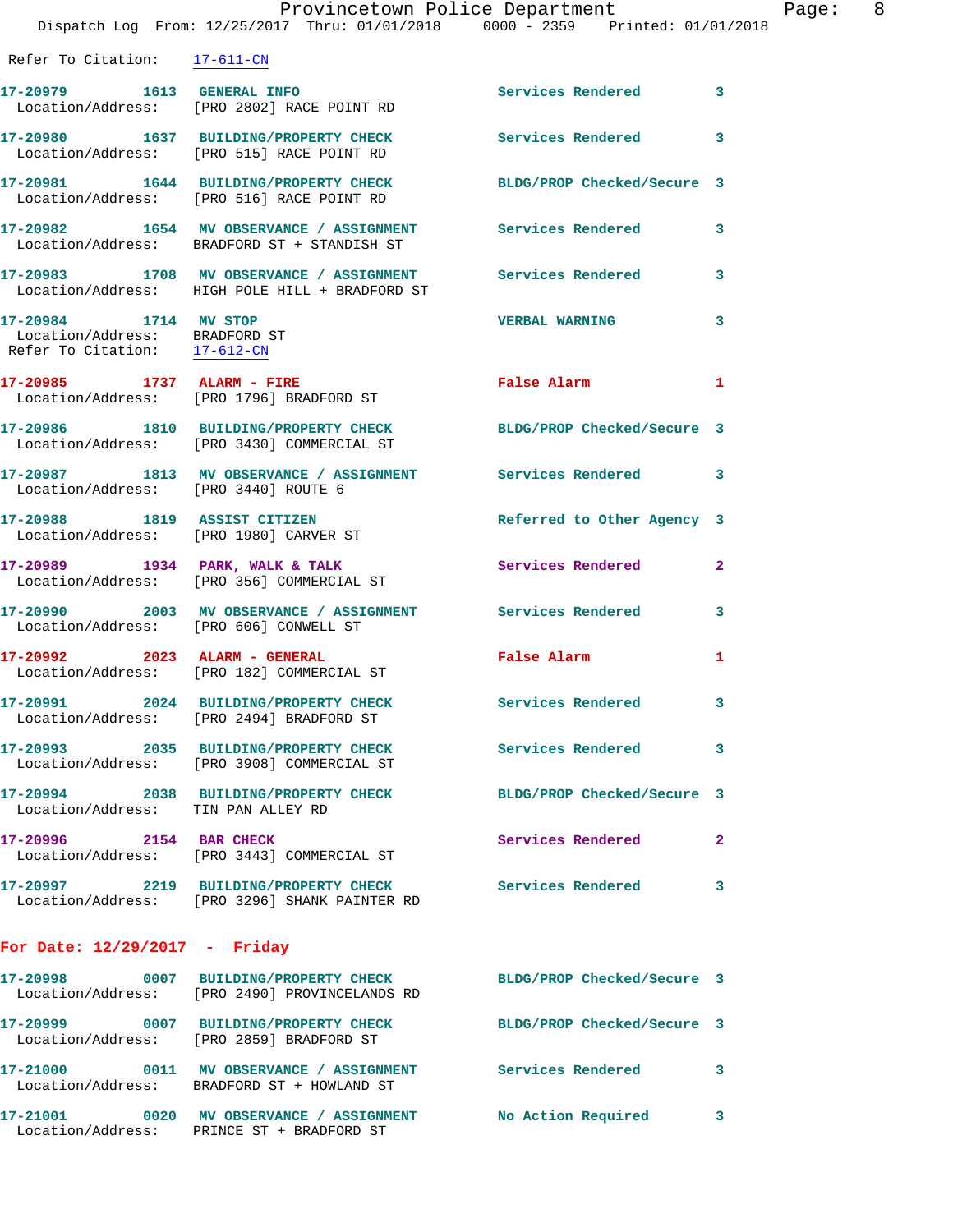Refer To Citation: 17-611-CN

**17-20979 1613 GENERAL INFO** Services Rendered 3
Location/Address: [PRO 2802] RACE POINT RD

**17-20980 1637 BUILDING/PROPERTY CHECK** Services Rendered 3
Location/Address: [PRO 515] RACE POINT RD

**17-20981 1644 BUILDING/PROPERTY CHECK** BLDG/PROP Checked/Secure 3
Location/Address: [PRO 516] RACE POINT RD

**17-20982 1654 MV OBSERVANCE / ASSIGNMENT** Services Rendered 3
Location/Address: BRADFORD ST + STANDISH ST

**17-20983 1708 MV OBSERVANCE / ASSIGNMENT** Services Rendered 3
Location/Address: HIGH POLE HILL + BRADFORD ST

**17-20984 1714 MV STOP** VERBAL WARNING 3
Location/Address: BRADFORD ST
Refer To Citation: 17-612-CN

**17-20985 1737 ALARM - FIRE** False Alarm 1
Location/Address: [PRO 1796] BRADFORD ST

**17-20986 1810 BUILDING/PROPERTY CHECK** BLDG/PROP Checked/Secure 3
Location/Address: [PRO 3430] COMMERCIAL ST

**17-20987 1813 MV OBSERVANCE / ASSIGNMENT** Services Rendered 3
Location/Address: [PRO 3440] ROUTE 6

**17-20988 1819 ASSIST CITIZEN** Referred to Other Agency 3
Location/Address: [PRO 1980] CARVER ST

**17-20989 1934 PARK, WALK & TALK** Services Rendered 2
Location/Address: [PRO 356] COMMERCIAL ST

**17-20990 2003 MV OBSERVANCE / ASSIGNMENT** Services Rendered 3
Location/Address: [PRO 606] CONWELL ST

**17-20992 2023 ALARM - GENERAL** False Alarm 1
Location/Address: [PRO 182] COMMERCIAL ST

**17-20991 2024 BUILDING/PROPERTY CHECK** Services Rendered 3
Location/Address: [PRO 2494] BRADFORD ST

**17-20993 2035 BUILDING/PROPERTY CHECK** Services Rendered 3
Location/Address: [PRO 3908] COMMERCIAL ST

**17-20994 2038 BUILDING/PROPERTY CHECK** BLDG/PROP Checked/Secure 3
Location/Address: TIN PAN ALLEY RD

**17-20996 2154 BAR CHECK** Services Rendered 2
Location/Address: [PRO 3443] COMMERCIAL ST

**17-20997 2219 BUILDING/PROPERTY CHECK** Services Rendered 3
Location/Address: [PRO 3296] SHANK PAINTER RD

## For Date: 12/29/2017 - Friday

**17-20998 0007 BUILDING/PROPERTY CHECK** BLDG/PROP Checked/Secure 3
Location/Address: [PRO 2490] PROVINCELANDS RD

**17-20999 0007 BUILDING/PROPERTY CHECK** BLDG/PROP Checked/Secure 3
Location/Address: [PRO 2859] BRADFORD ST

**17-21000 0011 MV OBSERVANCE / ASSIGNMENT** Services Rendered 3
Location/Address: BRADFORD ST + HOWLAND ST

**17-21001 0020 MV OBSERVANCE / ASSIGNMENT** No Action Required 3
Location/Address: PRINCE ST + BRADFORD ST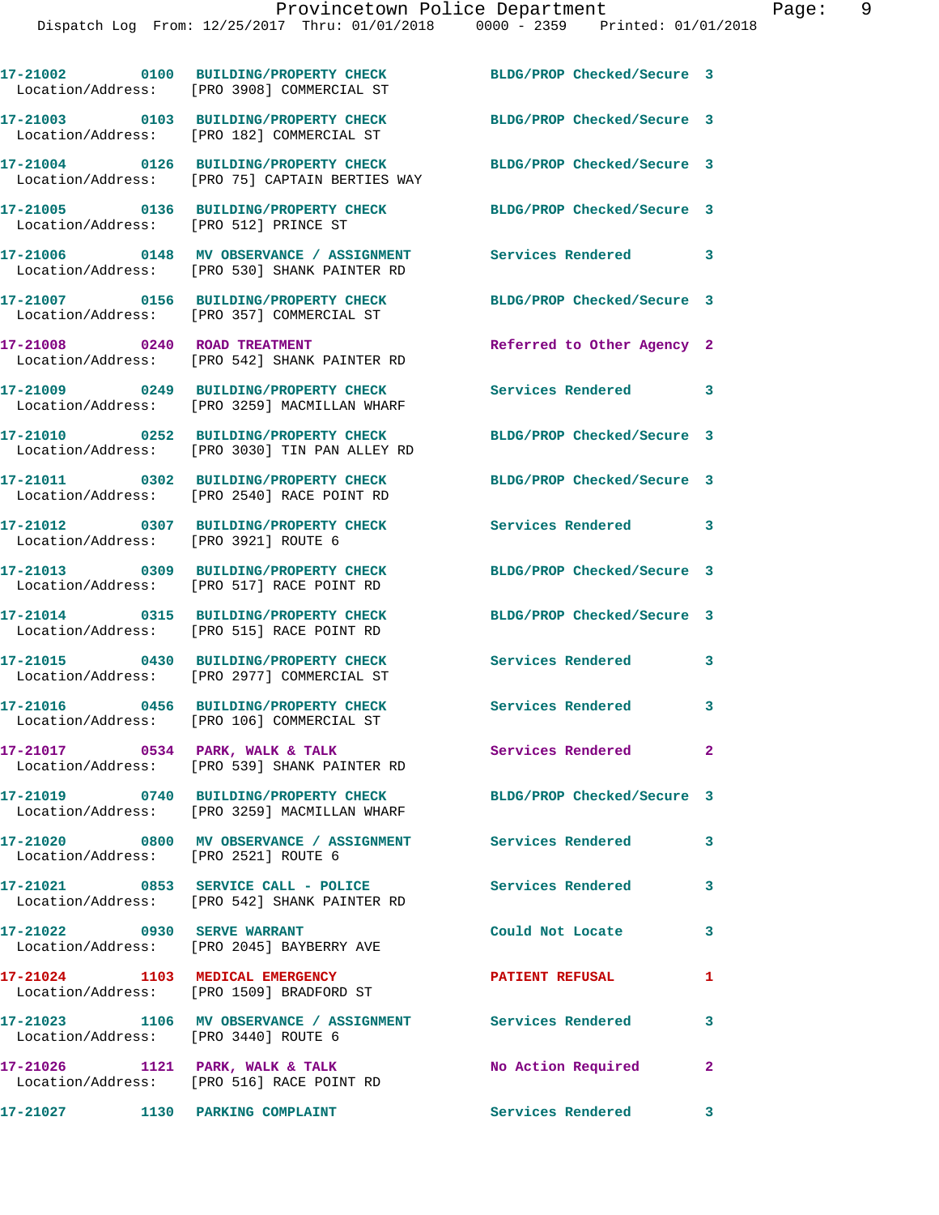```
17-21002        0100   BUILDING/PROPERTY CHECK          BLDG/PROP Checked/Secure  3
  Location/Address:    [PRO 3908] COMMERCIAL ST

17-21003        0103   BUILDING/PROPERTY CHECK          BLDG/PROP Checked/Secure  3
  Location/Address:    [PRO 182] COMMERCIAL ST

17-21004        0126   BUILDING/PROPERTY CHECK          BLDG/PROP Checked/Secure  3
  Location/Address:    [PRO 75] CAPTAIN BERTIES WAY

17-21005        0136   BUILDING/PROPERTY CHECK          BLDG/PROP Checked/Secure  3
  Location/Address:    [PRO 512] PRINCE ST

17-21006        0148   MV OBSERVANCE / ASSIGNMENT       Services Rendered         3
  Location/Address:    [PRO 530] SHANK PAINTER RD

17-21007        0156   BUILDING/PROPERTY CHECK          BLDG/PROP Checked/Secure  3
  Location/Address:    [PRO 357] COMMERCIAL ST

17-21008        0240   ROAD TREATMENT                   Referred to Other Agency  2
  Location/Address:    [PRO 542] SHANK PAINTER RD

17-21009        0249   BUILDING/PROPERTY CHECK          Services Rendered         3
  Location/Address:    [PRO 3259] MACMILLAN WHARF

17-21010        0252   BUILDING/PROPERTY CHECK          BLDG/PROP Checked/Secure  3
  Location/Address:    [PRO 3030] TIN PAN ALLEY RD

17-21011        0302   BUILDING/PROPERTY CHECK          BLDG/PROP Checked/Secure  3
  Location/Address:    [PRO 2540] RACE POINT RD

17-21012        0307   BUILDING/PROPERTY CHECK          Services Rendered         3
  Location/Address:    [PRO 3921] ROUTE 6

17-21013        0309   BUILDING/PROPERTY CHECK          BLDG/PROP Checked/Secure  3
  Location/Address:    [PRO 517] RACE POINT RD

17-21014        0315   BUILDING/PROPERTY CHECK          BLDG/PROP Checked/Secure  3
  Location/Address:    [PRO 515] RACE POINT RD

17-21015        0430   BUILDING/PROPERTY CHECK          Services Rendered         3
  Location/Address:    [PRO 2977] COMMERCIAL ST

17-21016        0456   BUILDING/PROPERTY CHECK          Services Rendered         3
  Location/Address:    [PRO 106] COMMERCIAL ST

17-21017        0534   PARK, WALK & TALK                Services Rendered         2
  Location/Address:    [PRO 539] SHANK PAINTER RD

17-21019        0740   BUILDING/PROPERTY CHECK          BLDG/PROP Checked/Secure  3
  Location/Address:    [PRO 3259] MACMILLAN WHARF

17-21020        0800   MV OBSERVANCE / ASSIGNMENT       Services Rendered         3
  Location/Address:    [PRO 2521] ROUTE 6

17-21021        0853   SERVICE CALL - POLICE            Services Rendered         3
  Location/Address:    [PRO 542] SHANK PAINTER RD

17-21022        0930   SERVE WARRANT                    Could Not Locate          3
  Location/Address:    [PRO 2045] BAYBERRY AVE

17-21024        1103   MEDICAL EMERGENCY                PATIENT REFUSAL           1
  Location/Address:    [PRO 1509] BRADFORD ST

17-21023        1106   MV OBSERVANCE / ASSIGNMENT       Services Rendered         3
  Location/Address:    [PRO 3440] ROUTE 6

17-21026        1121   PARK, WALK & TALK                No Action Required        2
  Location/Address:    [PRO 516] RACE POINT RD

17-21027        1130   PARKING COMPLAINT                Services Rendered         3
```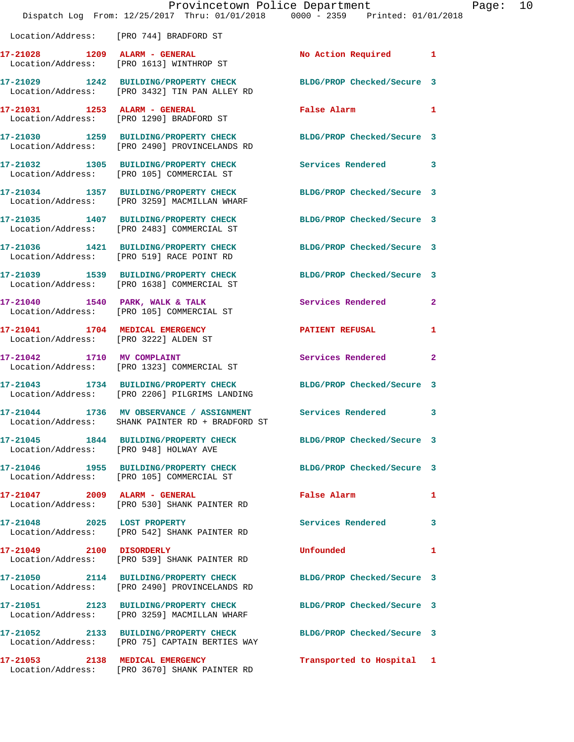Location/Address: [PRO 744] BRADFORD ST

| Call # | Time | Call Reason | Action | Priority |
|---|---|---|---|---|
| 17-21028 | 1209 | ALARM - GENERAL | No Action Required | 1 |
| Location/Address: | | [PRO 1613] WINTHROP ST | | |
| 17-21029 | 1242 | BUILDING/PROPERTY CHECK | BLDG/PROP Checked/Secure | 3 |
| Location/Address: | | [PRO 3432] TIN PAN ALLEY RD | | |
| 17-21031 | 1253 | ALARM - GENERAL | False Alarm | 1 |
| Location/Address: | | [PRO 1290] BRADFORD ST | | |
| 17-21030 | 1259 | BUILDING/PROPERTY CHECK | BLDG/PROP Checked/Secure | 3 |
| Location/Address: | | [PRO 2490] PROVINCELANDS RD | | |
| 17-21032 | 1305 | BUILDING/PROPERTY CHECK | Services Rendered | 3 |
| Location/Address: | | [PRO 105] COMMERCIAL ST | | |
| 17-21034 | 1357 | BUILDING/PROPERTY CHECK | BLDG/PROP Checked/Secure | 3 |
| Location/Address: | | [PRO 3259] MACMILLAN WHARF | | |
| 17-21035 | 1407 | BUILDING/PROPERTY CHECK | BLDG/PROP Checked/Secure | 3 |
| Location/Address: | | [PRO 2483] COMMERCIAL ST | | |
| 17-21036 | 1421 | BUILDING/PROPERTY CHECK | BLDG/PROP Checked/Secure | 3 |
| Location/Address: | | [PRO 519] RACE POINT RD | | |
| 17-21039 | 1539 | BUILDING/PROPERTY CHECK | BLDG/PROP Checked/Secure | 3 |
| Location/Address: | | [PRO 1638] COMMERCIAL ST | | |
| 17-21040 | 1540 | PARK, WALK & TALK | Services Rendered | 2 |
| Location/Address: | | [PRO 105] COMMERCIAL ST | | |
| 17-21041 | 1704 | MEDICAL EMERGENCY | PATIENT REFUSAL | 1 |
| Location/Address: | | [PRO 3222] ALDEN ST | | |
| 17-21042 | 1710 | MV COMPLAINT | Services Rendered | 2 |
| Location/Address: | | [PRO 1323] COMMERCIAL ST | | |
| 17-21043 | 1734 | BUILDING/PROPERTY CHECK | BLDG/PROP Checked/Secure | 3 |
| Location/Address: | | [PRO 2206] PILGRIMS LANDING | | |
| 17-21044 | 1736 | MV OBSERVANCE / ASSIGNMENT | Services Rendered | 3 |
| Location/Address: | | SHANK PAINTER RD + BRADFORD ST | | |
| 17-21045 | 1844 | BUILDING/PROPERTY CHECK | BLDG/PROP Checked/Secure | 3 |
| Location/Address: | | [PRO 948] HOLWAY AVE | | |
| 17-21046 | 1955 | BUILDING/PROPERTY CHECK | BLDG/PROP Checked/Secure | 3 |
| Location/Address: | | [PRO 105] COMMERCIAL ST | | |
| 17-21047 | 2009 | ALARM - GENERAL | False Alarm | 1 |
| Location/Address: | | [PRO 530] SHANK PAINTER RD | | |
| 17-21048 | 2025 | LOST PROPERTY | Services Rendered | 3 |
| Location/Address: | | [PRO 542] SHANK PAINTER RD | | |
| 17-21049 | 2100 | DISORDERLY | Unfounded | 1 |
| Location/Address: | | [PRO 539] SHANK PAINTER RD | | |
| 17-21050 | 2114 | BUILDING/PROPERTY CHECK | BLDG/PROP Checked/Secure | 3 |
| Location/Address: | | [PRO 2490] PROVINCELANDS RD | | |
| 17-21051 | 2123 | BUILDING/PROPERTY CHECK | BLDG/PROP Checked/Secure | 3 |
| Location/Address: | | [PRO 3259] MACMILLAN WHARF | | |
| 17-21052 | 2133 | BUILDING/PROPERTY CHECK | BLDG/PROP Checked/Secure | 3 |
| Location/Address: | | [PRO 75] CAPTAIN BERTIES WAY | | |
| 17-21053 | 2138 | MEDICAL EMERGENCY | Transported to Hospital | 1 |
| Location/Address: | | [PRO 3670] SHANK PAINTER RD | | |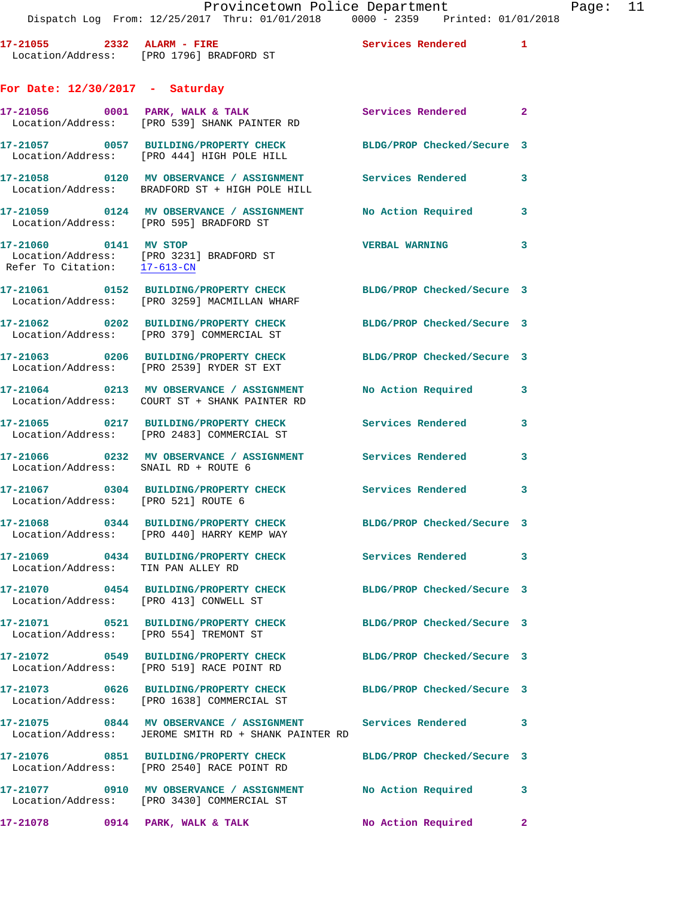17-21055 2332 ALARM - FIRE Services Rendered 1
Location/Address: [PRO 1796] BRADFORD ST

## For Date: 12/30/2017 - Saturday

17-21056 0001 PARK, WALK & TALK Services Rendered 2
Location/Address: [PRO 539] SHANK PAINTER RD

17-21057 0057 BUILDING/PROPERTY CHECK BLDG/PROP Checked/Secure 3
Location/Address: [PRO 444] HIGH POLE HILL

17-21058 0120 MV OBSERVANCE / ASSIGNMENT Services Rendered 3
Location/Address: BRADFORD ST + HIGH POLE HILL

17-21059 0124 MV OBSERVANCE / ASSIGNMENT No Action Required 3
Location/Address: [PRO 595] BRADFORD ST

17-21060 0141 MV STOP VERBAL WARNING 3
Location/Address: [PRO 3231] BRADFORD ST
Refer To Citation: 17-613-CN

17-21061 0152 BUILDING/PROPERTY CHECK BLDG/PROP Checked/Secure 3
Location/Address: [PRO 3259] MACMILLAN WHARF

17-21062 0202 BUILDING/PROPERTY CHECK BLDG/PROP Checked/Secure 3
Location/Address: [PRO 379] COMMERCIAL ST

17-21063 0206 BUILDING/PROPERTY CHECK BLDG/PROP Checked/Secure 3
Location/Address: [PRO 2539] RYDER ST EXT

17-21064 0213 MV OBSERVANCE / ASSIGNMENT No Action Required 3
Location/Address: COURT ST + SHANK PAINTER RD

17-21065 0217 BUILDING/PROPERTY CHECK Services Rendered 3
Location/Address: [PRO 2483] COMMERCIAL ST

17-21066 0232 MV OBSERVANCE / ASSIGNMENT Services Rendered 3
Location/Address: SNAIL RD + ROUTE 6

17-21067 0304 BUILDING/PROPERTY CHECK Services Rendered 3
Location/Address: [PRO 521] ROUTE 6

17-21068 0344 BUILDING/PROPERTY CHECK BLDG/PROP Checked/Secure 3
Location/Address: [PRO 440] HARRY KEMP WAY

17-21069 0434 BUILDING/PROPERTY CHECK Services Rendered 3
Location/Address: TIN PAN ALLEY RD

17-21070 0454 BUILDING/PROPERTY CHECK BLDG/PROP Checked/Secure 3
Location/Address: [PRO 413] CONWELL ST

17-21071 0521 BUILDING/PROPERTY CHECK BLDG/PROP Checked/Secure 3
Location/Address: [PRO 554] TREMONT ST

17-21072 0549 BUILDING/PROPERTY CHECK BLDG/PROP Checked/Secure 3
Location/Address: [PRO 519] RACE POINT RD

17-21073 0626 BUILDING/PROPERTY CHECK BLDG/PROP Checked/Secure 3
Location/Address: [PRO 1638] COMMERCIAL ST

17-21075 0844 MV OBSERVANCE / ASSIGNMENT Services Rendered 3
Location/Address: JEROME SMITH RD + SHANK PAINTER RD

17-21076 0851 BUILDING/PROPERTY CHECK BLDG/PROP Checked/Secure 3
Location/Address: [PRO 2540] RACE POINT RD

17-21077 0910 MV OBSERVANCE / ASSIGNMENT No Action Required 3
Location/Address: [PRO 3430] COMMERCIAL ST

17-21078 0914 PARK, WALK & TALK No Action Required 2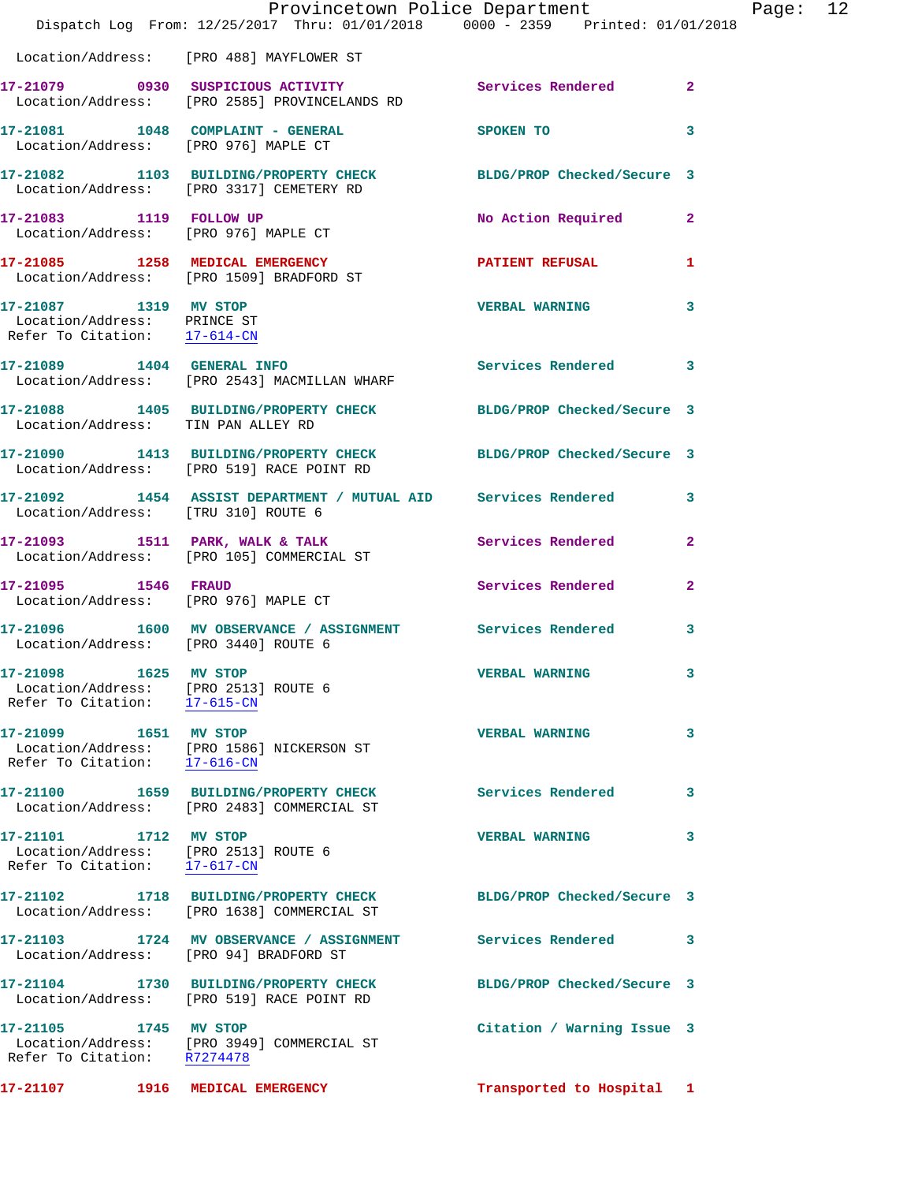Location/Address: [PRO 488] MAYFLOWER ST

```
17-21079        0930   SUSPICIOUS ACTIVITY            Services Rendered        2
 Location/Address:     [PRO 2585] PROVINCELANDS RD

17-21081        1048   COMPLAINT - GENERAL            SPOKEN TO                3
 Location/Address:     [PRO 976] MAPLE CT

17-21082        1103   BUILDING/PROPERTY CHECK        BLDG/PROP Checked/Secure 3
 Location/Address:     [PRO 3317] CEMETERY RD

17-21083        1119   FOLLOW UP                      No Action Required       2
 Location/Address:     [PRO 976] MAPLE CT

17-21085        1258   MEDICAL EMERGENCY              PATIENT REFUSAL          1
 Location/Address:     [PRO 1509] BRADFORD ST

17-21087        1319   MV STOP                        VERBAL WARNING           3
 Location/Address:     PRINCE ST
 Refer To Citation:    17-614-CN

17-21089        1404   GENERAL INFO                   Services Rendered        3
 Location/Address:     [PRO 2543] MACMILLAN WHARF

17-21088        1405   BUILDING/PROPERTY CHECK        BLDG/PROP Checked/Secure 3
 Location/Address:     TIN PAN ALLEY RD

17-21090        1413   BUILDING/PROPERTY CHECK        BLDG/PROP Checked/Secure 3
 Location/Address:     [PRO 519] RACE POINT RD

17-21092        1454   ASSIST DEPARTMENT / MUTUAL AID Services Rendered        3
 Location/Address:     [TRU 310] ROUTE 6

17-21093        1511   PARK, WALK & TALK              Services Rendered        2
 Location/Address:     [PRO 105] COMMERCIAL ST

17-21095        1546   FRAUD                          Services Rendered        2
 Location/Address:     [PRO 976] MAPLE CT

17-21096        1600   MV OBSERVANCE / ASSIGNMENT     Services Rendered        3
 Location/Address:     [PRO 3440] ROUTE 6

17-21098        1625   MV STOP                        VERBAL WARNING           3
 Location/Address:     [PRO 2513] ROUTE 6
 Refer To Citation:    17-615-CN

17-21099        1651   MV STOP                        VERBAL WARNING           3
 Location/Address:     [PRO 1586] NICKERSON ST
 Refer To Citation:    17-616-CN

17-21100        1659   BUILDING/PROPERTY CHECK        Services Rendered        3
 Location/Address:     [PRO 2483] COMMERCIAL ST

17-21101        1712   MV STOP                        VERBAL WARNING           3
 Location/Address:     [PRO 2513] ROUTE 6
 Refer To Citation:    17-617-CN

17-21102        1718   BUILDING/PROPERTY CHECK        BLDG/PROP Checked/Secure 3
 Location/Address:     [PRO 1638] COMMERCIAL ST

17-21103        1724   MV OBSERVANCE / ASSIGNMENT     Services Rendered        3
 Location/Address:     [PRO 94] BRADFORD ST

17-21104        1730   BUILDING/PROPERTY CHECK        BLDG/PROP Checked/Secure 3
 Location/Address:     [PRO 519] RACE POINT RD

17-21105        1745   MV STOP                        Citation / Warning Issue 3
 Location/Address:     [PRO 3949] COMMERCIAL ST
 Refer To Citation:    R7274478

17-21107        1916   MEDICAL EMERGENCY              Transported to Hospital  1
```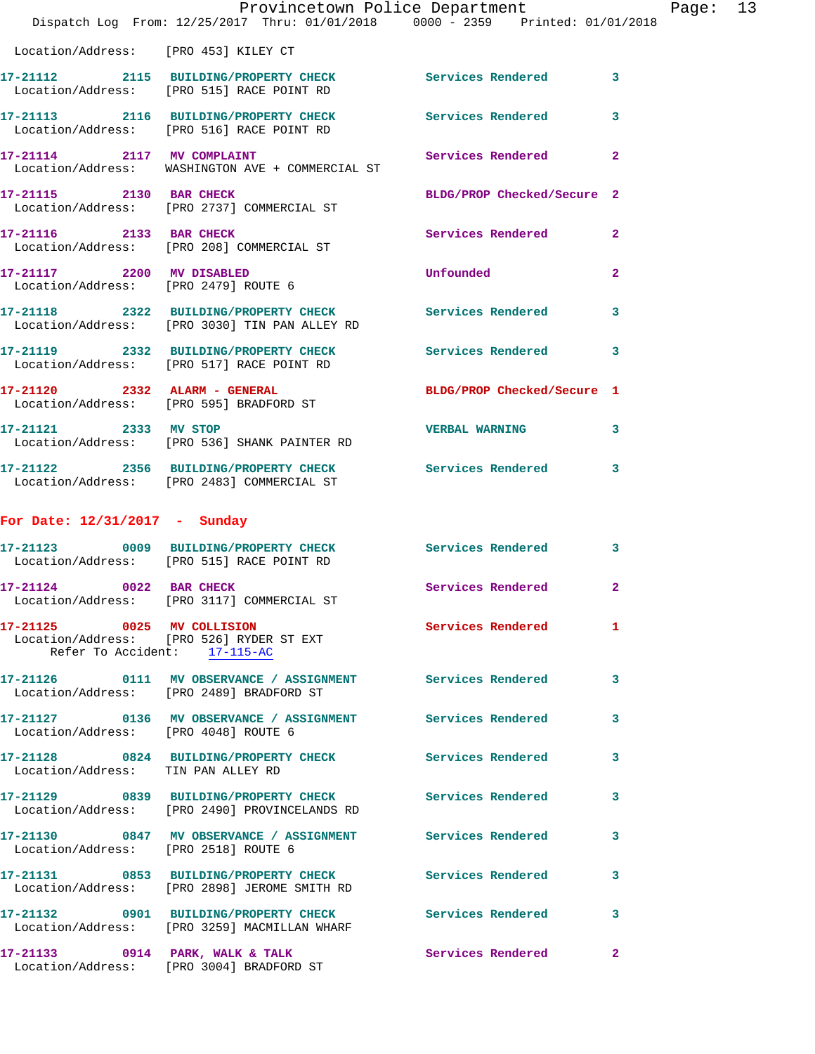Location/Address: [PRO 453] KILEY CT

**17-21112** 2115 **BUILDING/PROPERTY CHECK** Services Rendered 3
Location/Address: [PRO 515] RACE POINT RD

**17-21113** 2116 **BUILDING/PROPERTY CHECK** Services Rendered 3
Location/Address: [PRO 516] RACE POINT RD

**17-21114** 2117 **MV COMPLAINT** Services Rendered 2
Location/Address: WASHINGTON AVE + COMMERCIAL ST

**17-21115** 2130 **BAR CHECK** BLDG/PROP Checked/Secure 2
Location/Address: [PRO 2737] COMMERCIAL ST

**17-21116** 2133 **BAR CHECK** Services Rendered 2
Location/Address: [PRO 208] COMMERCIAL ST

**17-21117** 2200 **MV DISABLED** Unfounded 2
Location/Address: [PRO 2479] ROUTE 6

**17-21118** 2322 **BUILDING/PROPERTY CHECK** Services Rendered 3
Location/Address: [PRO 3030] TIN PAN ALLEY RD

**17-21119** 2332 **BUILDING/PROPERTY CHECK** Services Rendered 3
Location/Address: [PRO 517] RACE POINT RD

**17-21120** 2332 **ALARM - GENERAL** BLDG/PROP Checked/Secure 1
Location/Address: [PRO 595] BRADFORD ST

**17-21121** 2333 **MV STOP** VERBAL WARNING 3
Location/Address: [PRO 536] SHANK PAINTER RD

**17-21122** 2356 **BUILDING/PROPERTY CHECK** Services Rendered 3
Location/Address: [PRO 2483] COMMERCIAL ST

## For Date: 12/31/2017 - Sunday

**17-21123** 0009 **BUILDING/PROPERTY CHECK** Services Rendered 3
Location/Address: [PRO 515] RACE POINT RD

**17-21124** 0022 **BAR CHECK** Services Rendered 2
Location/Address: [PRO 3117] COMMERCIAL ST

**17-21125** 0025 **MV COLLISION** Services Rendered 1
Location/Address: [PRO 526] RYDER ST EXT
Refer To Accident: 17-115-AC

**17-21126** 0111 **MV OBSERVANCE / ASSIGNMENT** Services Rendered 3
Location/Address: [PRO 2489] BRADFORD ST

**17-21127** 0136 **MV OBSERVANCE / ASSIGNMENT** Services Rendered 3
Location/Address: [PRO 4048] ROUTE 6

**17-21128** 0824 **BUILDING/PROPERTY CHECK** Services Rendered 3
Location/Address: TIN PAN ALLEY RD

**17-21129** 0839 **BUILDING/PROPERTY CHECK** Services Rendered 3
Location/Address: [PRO 2490] PROVINCELANDS RD

**17-21130** 0847 **MV OBSERVANCE / ASSIGNMENT** Services Rendered 3
Location/Address: [PRO 2518] ROUTE 6

**17-21131** 0853 **BUILDING/PROPERTY CHECK** Services Rendered 3
Location/Address: [PRO 2898] JEROME SMITH RD

**17-21132** 0901 **BUILDING/PROPERTY CHECK** Services Rendered 3
Location/Address: [PRO 3259] MACMILLAN WHARF

**17-21133** 0914 **PARK, WALK & TALK** Services Rendered 2
Location/Address: [PRO 3004] BRADFORD ST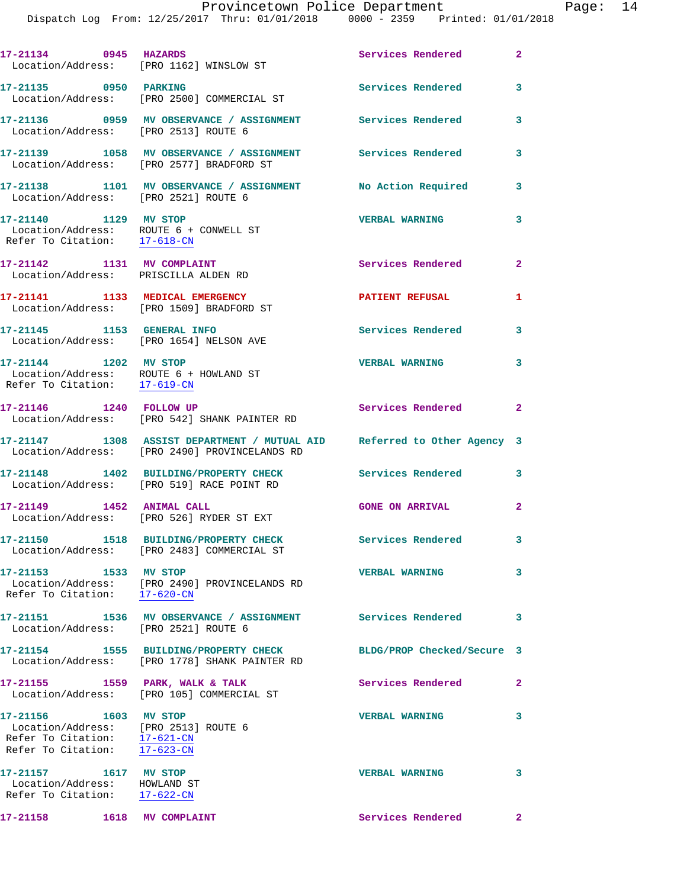17-21134 0945 HAZARDS Services Rendered 2
Location/Address: [PRO 1162] WINSLOW ST

17-21135 0950 PARKING Services Rendered 3
Location/Address: [PRO 2500] COMMERCIAL ST

17-21136 0959 MV OBSERVANCE / ASSIGNMENT Services Rendered 3
Location/Address: [PRO 2513] ROUTE 6

17-21139 1058 MV OBSERVANCE / ASSIGNMENT Services Rendered 3
Location/Address: [PRO 2577] BRADFORD ST

17-21138 1101 MV OBSERVANCE / ASSIGNMENT No Action Required 3
Location/Address: [PRO 2521] ROUTE 6

17-21140 1129 MV STOP VERBAL WARNING 3
Location/Address: ROUTE 6 + CONWELL ST
Refer To Citation: 17-618-CN

17-21142 1131 MV COMPLAINT Services Rendered 2
Location/Address: PRISCILLA ALDEN RD

17-21141 1133 MEDICAL EMERGENCY PATIENT REFUSAL 1
Location/Address: [PRO 1509] BRADFORD ST

17-21145 1153 GENERAL INFO Services Rendered 3
Location/Address: [PRO 1654] NELSON AVE

17-21144 1202 MV STOP VERBAL WARNING 3
Location/Address: ROUTE 6 + HOWLAND ST
Refer To Citation: 17-619-CN

17-21146 1240 FOLLOW UP Services Rendered 2
Location/Address: [PRO 542] SHANK PAINTER RD

17-21147 1308 ASSIST DEPARTMENT / MUTUAL AID Referred to Other Agency 3
Location/Address: [PRO 2490] PROVINCELANDS RD

17-21148 1402 BUILDING/PROPERTY CHECK Services Rendered 3
Location/Address: [PRO 519] RACE POINT RD

17-21149 1452 ANIMAL CALL GONE ON ARRIVAL 2
Location/Address: [PRO 526] RYDER ST EXT

17-21150 1518 BUILDING/PROPERTY CHECK Services Rendered 3
Location/Address: [PRO 2483] COMMERCIAL ST

17-21153 1533 MV STOP VERBAL WARNING 3
Location/Address: [PRO 2490] PROVINCELANDS RD
Refer To Citation: 17-620-CN

17-21151 1536 MV OBSERVANCE / ASSIGNMENT Services Rendered 3
Location/Address: [PRO 2521] ROUTE 6

17-21154 1555 BUILDING/PROPERTY CHECK BLDG/PROP Checked/Secure 3
Location/Address: [PRO 1778] SHANK PAINTER RD

17-21155 1559 PARK, WALK & TALK Services Rendered 2
Location/Address: [PRO 105] COMMERCIAL ST

17-21156 1603 MV STOP VERBAL WARNING 3
Location/Address: [PRO 2513] ROUTE 6
Refer To Citation: 17-621-CN
Refer To Citation: 17-623-CN

17-21157 1617 MV STOP VERBAL WARNING 3
Location/Address: HOWLAND ST
Refer To Citation: 17-622-CN

17-21158 1618 MV COMPLAINT Services Rendered 2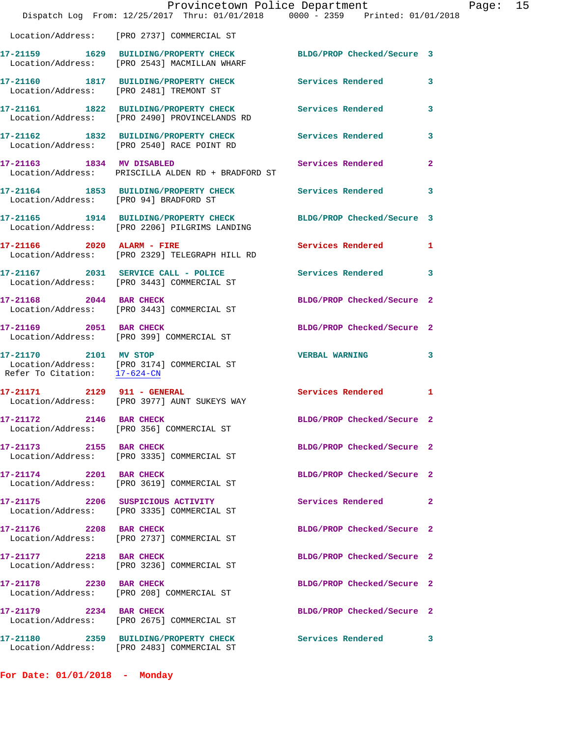Location/Address: [PRO 2737] COMMERCIAL ST

**17-21159** 1629 **BUILDING/PROPERTY CHECK** BLDG/PROP Checked/Secure 3
Location/Address: [PRO 2543] MACMILLAN WHARF

**17-21160** 1817 **BUILDING/PROPERTY CHECK** Services Rendered 3
Location/Address: [PRO 2481] TREMONT ST

**17-21161** 1822 **BUILDING/PROPERTY CHECK** Services Rendered 3
Location/Address: [PRO 2490] PROVINCELANDS RD

**17-21162** 1832 **BUILDING/PROPERTY CHECK** Services Rendered 3
Location/Address: [PRO 2540] RACE POINT RD

**17-21163** 1834 **MV DISABLED** Services Rendered 2
Location/Address: PRISCILLA ALDEN RD + BRADFORD ST

**17-21164** 1853 **BUILDING/PROPERTY CHECK** Services Rendered 3
Location/Address: [PRO 94] BRADFORD ST

**17-21165** 1914 **BUILDING/PROPERTY CHECK** BLDG/PROP Checked/Secure 3
Location/Address: [PRO 2206] PILGRIMS LANDING

**17-21166** 2020 **ALARM - FIRE** Services Rendered 1
Location/Address: [PRO 2329] TELEGRAPH HILL RD

**17-21167** 2031 **SERVICE CALL - POLICE** Services Rendered 3
Location/Address: [PRO 3443] COMMERCIAL ST

**17-21168** 2044 **BAR CHECK** BLDG/PROP Checked/Secure 2
Location/Address: [PRO 3443] COMMERCIAL ST

**17-21169** 2051 **BAR CHECK** BLDG/PROP Checked/Secure 2
Location/Address: [PRO 399] COMMERCIAL ST

**17-21170** 2101 **MV STOP** VERBAL WARNING 3
Location/Address: [PRO 3174] COMMERCIAL ST
Refer To Citation: 17-624-CN

**17-21171** 2129 **911 - GENERAL** Services Rendered 1
Location/Address: [PRO 3977] AUNT SUKEYS WAY

**17-21172** 2146 **BAR CHECK** BLDG/PROP Checked/Secure 2
Location/Address: [PRO 356] COMMERCIAL ST

**17-21173** 2155 **BAR CHECK** BLDG/PROP Checked/Secure 2
Location/Address: [PRO 3335] COMMERCIAL ST

**17-21174** 2201 **BAR CHECK** BLDG/PROP Checked/Secure 2
Location/Address: [PRO 3619] COMMERCIAL ST

**17-21175** 2206 **SUSPICIOUS ACTIVITY** Services Rendered 2
Location/Address: [PRO 3335] COMMERCIAL ST

**17-21176** 2208 **BAR CHECK** BLDG/PROP Checked/Secure 2
Location/Address: [PRO 2737] COMMERCIAL ST

**17-21177** 2218 **BAR CHECK** BLDG/PROP Checked/Secure 2
Location/Address: [PRO 3236] COMMERCIAL ST

**17-21178** 2230 **BAR CHECK** BLDG/PROP Checked/Secure 2
Location/Address: [PRO 208] COMMERCIAL ST

**17-21179** 2234 **BAR CHECK** BLDG/PROP Checked/Secure 2
Location/Address: [PRO 2675] COMMERCIAL ST

**17-21180** 2359 **BUILDING/PROPERTY CHECK** Services Rendered 3
Location/Address: [PRO 2483] COMMERCIAL ST

## For Date: 01/01/2018 - Monday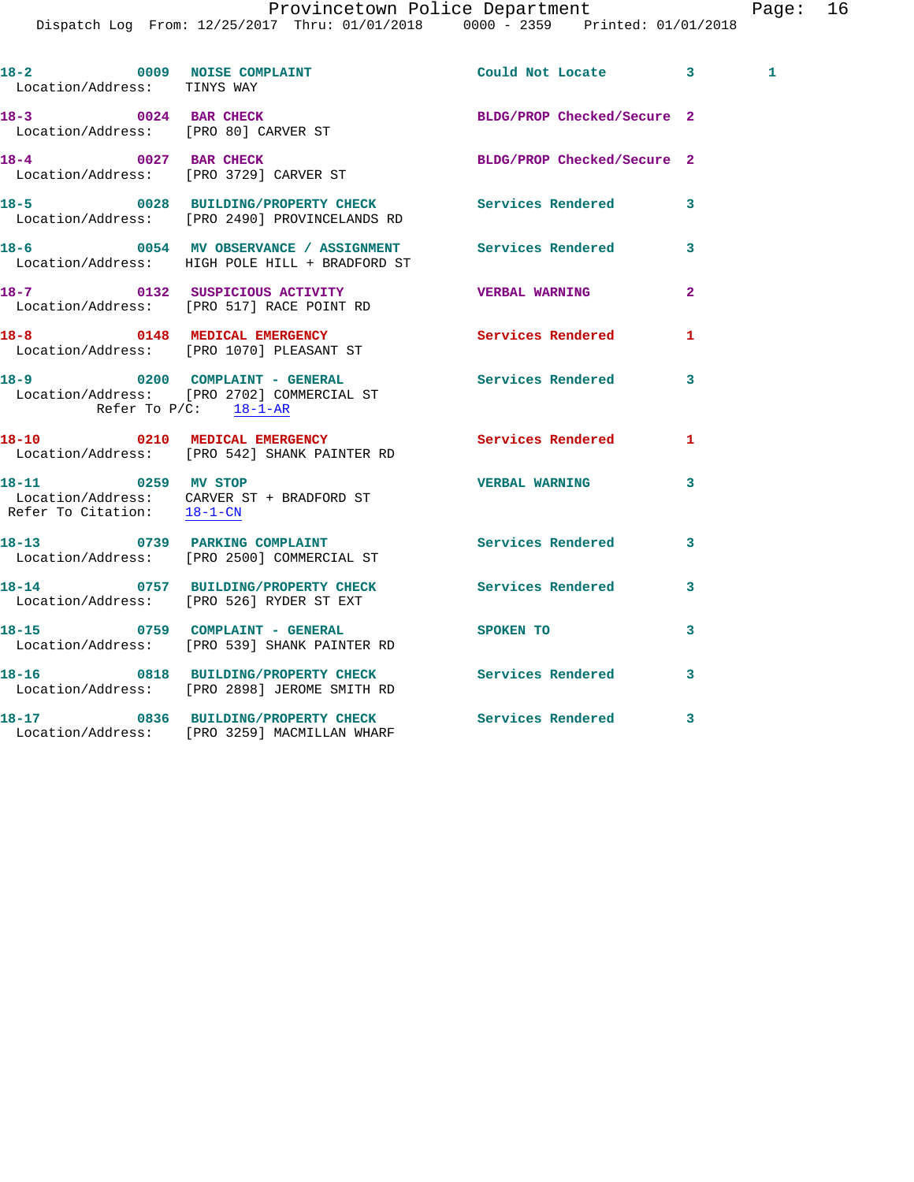| | | | | | |
|---|---|---|---|---|---|
| 18-2 | 0009 | NOISE COMPLAINT | Could Not Locate | 3 | 1 |
| Location/Address: | | TINYS WAY | | | |
| 18-3 | 0024 | BAR CHECK | BLDG/PROP Checked/Secure | 2 | |
| Location/Address: | | [PRO 80] CARVER ST | | | |
| 18-4 | 0027 | BAR CHECK | BLDG/PROP Checked/Secure | 2 | |
| Location/Address: | | [PRO 3729] CARVER ST | | | |
| 18-5 | 0028 | BUILDING/PROPERTY CHECK | Services Rendered | 3 | |
| Location/Address: | | [PRO 2490] PROVINCELANDS RD | | | |
| 18-6 | 0054 | MV OBSERVANCE / ASSIGNMENT | Services Rendered | 3 | |
| Location/Address: | | HIGH POLE HILL + BRADFORD ST | | | |
| 18-7 | 0132 | SUSPICIOUS ACTIVITY | VERBAL WARNING | 2 | |
| Location/Address: | | [PRO 517] RACE POINT RD | | | |
| 18-8 | 0148 | MEDICAL EMERGENCY | Services Rendered | 1 | |
| Location/Address: | | [PRO 1070] PLEASANT ST | | | |
| 18-9 | 0200 | COMPLAINT - GENERAL | Services Rendered | 3 | |
| Location/Address: | | [PRO 2702] COMMERCIAL ST | | | |
| Refer To P/C: | | 18-1-AR | | | |
| 18-10 | 0210 | MEDICAL EMERGENCY | Services Rendered | 1 | |
| Location/Address: | | [PRO 542] SHANK PAINTER RD | | | |
| 18-11 | 0259 | MV STOP | VERBAL WARNING | 3 | |
| Location/Address: | | CARVER ST + BRADFORD ST | | | |
| Refer To Citation: | | 18-1-CN | | | |
| 18-13 | 0739 | PARKING COMPLAINT | Services Rendered | 3 | |
| Location/Address: | | [PRO 2500] COMMERCIAL ST | | | |
| 18-14 | 0757 | BUILDING/PROPERTY CHECK | Services Rendered | 3 | |
| Location/Address: | | [PRO 526] RYDER ST EXT | | | |
| 18-15 | 0759 | COMPLAINT - GENERAL | SPOKEN TO | 3 | |
| Location/Address: | | [PRO 539] SHANK PAINTER RD | | | |
| 18-16 | 0818 | BUILDING/PROPERTY CHECK | Services Rendered | 3 | |
| Location/Address: | | [PRO 2898] JEROME SMITH RD | | | |
| 18-17 | 0836 | BUILDING/PROPERTY CHECK | Services Rendered | 3 | |
| Location/Address: | | [PRO 3259] MACMILLAN WHARF | | | |